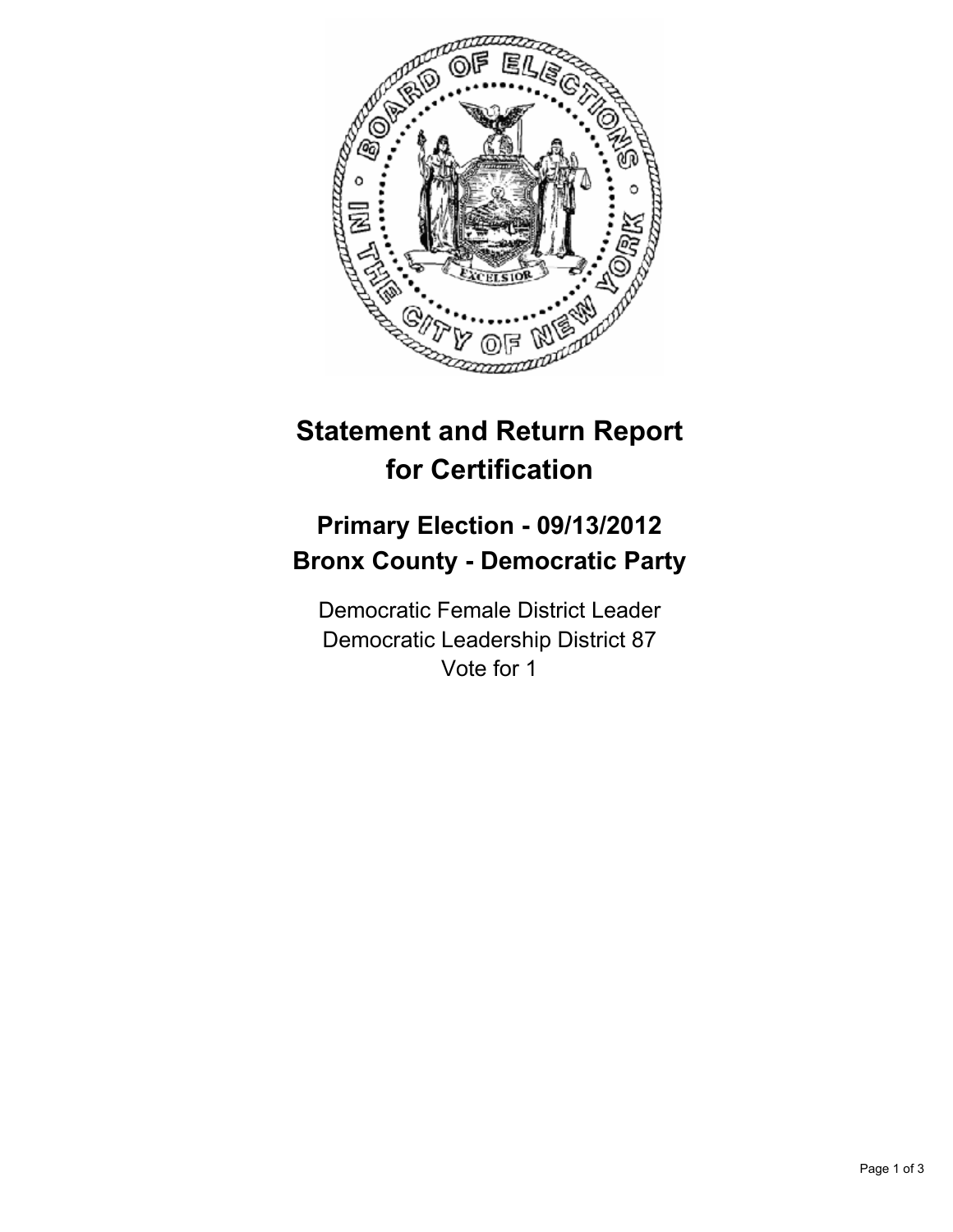# Statement and Return Report for Certification

## Primary Election - 09/13/2012
## Bronx County - Democratic Party

Democratic Female District Leader
Democratic Leadership District 87
Vote for 1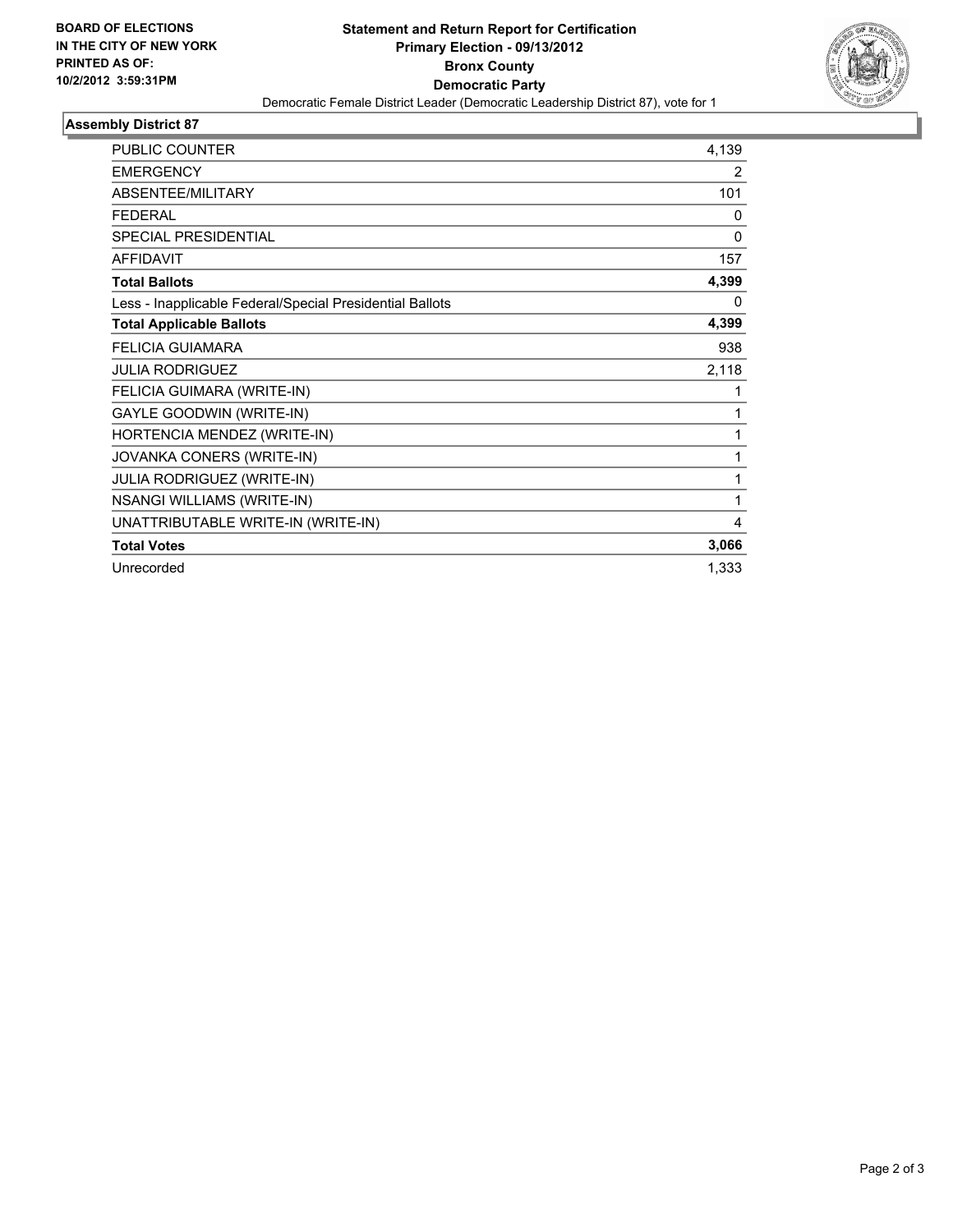**BOARD OF ELECTIONS IN THE CITY OF NEW YORK PRINTED AS OF: 10/2/2012 3:59:31PM**

# Statement and Return Report for Certification
## Primary Election - 09/13/2012
## Bronx County
## Democratic Party

Democratic Female District Leader (Democratic Leadership District 87), vote for 1

### Assembly District 87

| | |
|---|---|
| PUBLIC COUNTER | 4,139 |
| EMERGENCY | 2 |
| ABSENTEE/MILITARY | 101 |
| FEDERAL | 0 |
| SPECIAL PRESIDENTIAL | 0 |
| AFFIDAVIT | 157 |
| **Total Ballots** | **4,399** |
| Less - Inapplicable Federal/Special Presidential Ballots | 0 |
| **Total Applicable Ballots** | **4,399** |
| FELICIA GUIAMARA | 938 |
| JULIA RODRIGUEZ | 2,118 |
| FELICIA GUIMARA (WRITE-IN) | 1 |
| GAYLE GOODWIN (WRITE-IN) | 1 |
| HORTENCIA MENDEZ (WRITE-IN) | 1 |
| JOVANKA CONERS (WRITE-IN) | 1 |
| JULIA RODRIGUEZ (WRITE-IN) | 1 |
| NSANGI WILLIAMS (WRITE-IN) | 1 |
| UNATTRIBUTABLE WRITE-IN (WRITE-IN) | 4 |
| **Total Votes** | **3,066** |
| Unrecorded | 1,333 |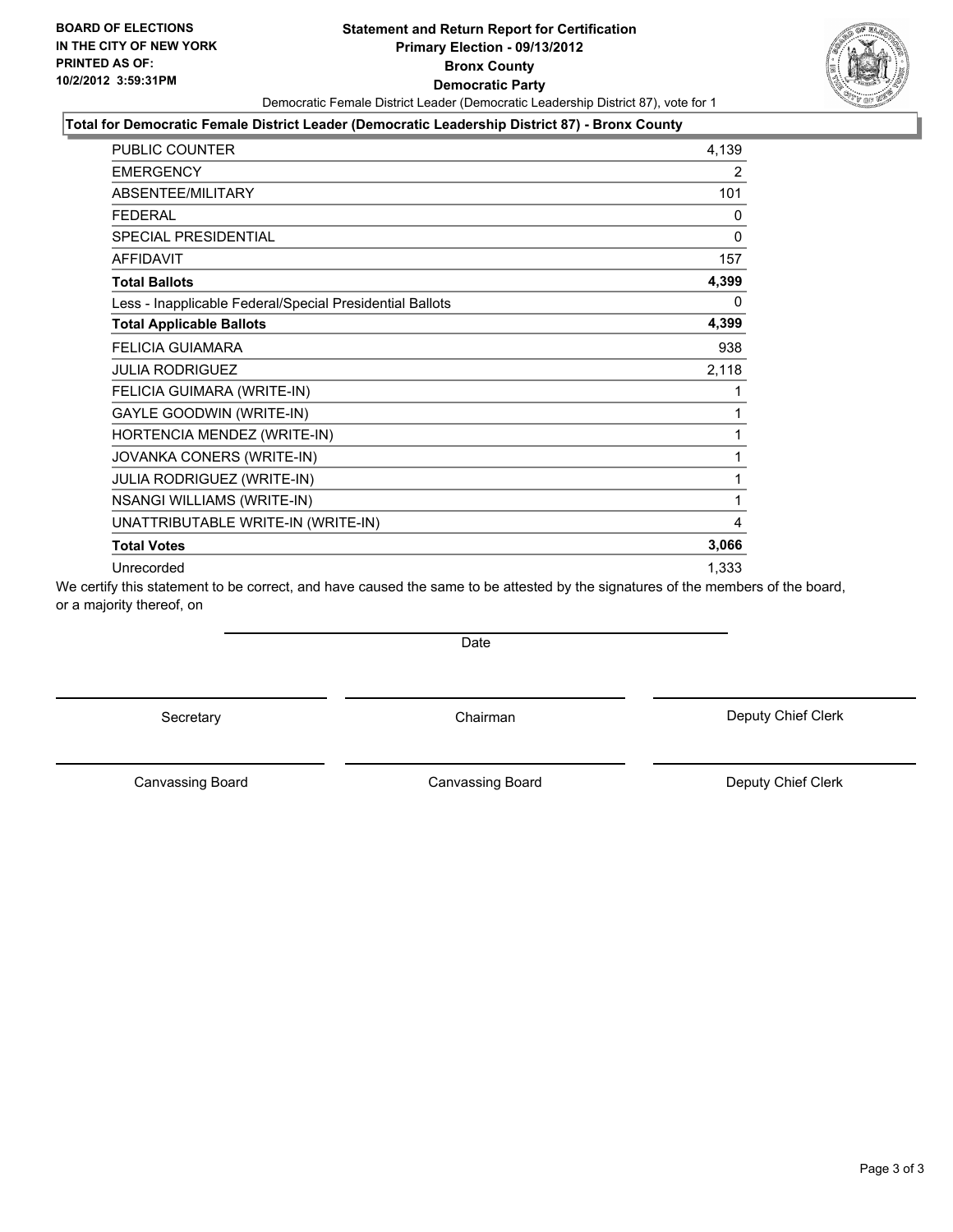**BOARD OF ELECTIONS IN THE CITY OF NEW YORK PRINTED AS OF: 10/2/2012 3:59:31PM**

# Statement and Return Report for Certification
## Primary Election - 09/13/2012
## Bronx County
## Democratic Party

Democratic Female District Leader (Democratic Leadership District 87), vote for 1

**Total for Democratic Female District Leader (Democratic Leadership District 87) - Bronx County**

| | |
|---|---|
| PUBLIC COUNTER | 4,139 |
| EMERGENCY | 2 |
| ABSENTEE/MILITARY | 101 |
| FEDERAL | 0 |
| SPECIAL PRESIDENTIAL | 0 |
| AFFIDAVIT | 157 |
| **Total Ballots** | **4,399** |
| Less - Inapplicable Federal/Special Presidential Ballots | 0 |
| **Total Applicable Ballots** | **4,399** |
| FELICIA GUIAMARA | 938 |
| JULIA RODRIGUEZ | 2,118 |
| FELICIA GUIMARA (WRITE-IN) | 1 |
| GAYLE GOODWIN (WRITE-IN) | 1 |
| HORTENCIA MENDEZ (WRITE-IN) | 1 |
| JOVANKA CONERS (WRITE-IN) | 1 |
| JULIA RODRIGUEZ (WRITE-IN) | 1 |
| NSANGI WILLIAMS (WRITE-IN) | 1 |
| UNATTRIBUTABLE WRITE-IN (WRITE-IN) | 4 |
| **Total Votes** | **3,066** |
| Unrecorded | 1,333 |

We certify this statement to be correct, and have caused the same to be attested by the signatures of the members of the board, or a majority thereof, on

Date

Secretary | Chairman | Deputy Chief Clerk

Canvassing Board | Canvassing Board | Deputy Chief Clerk